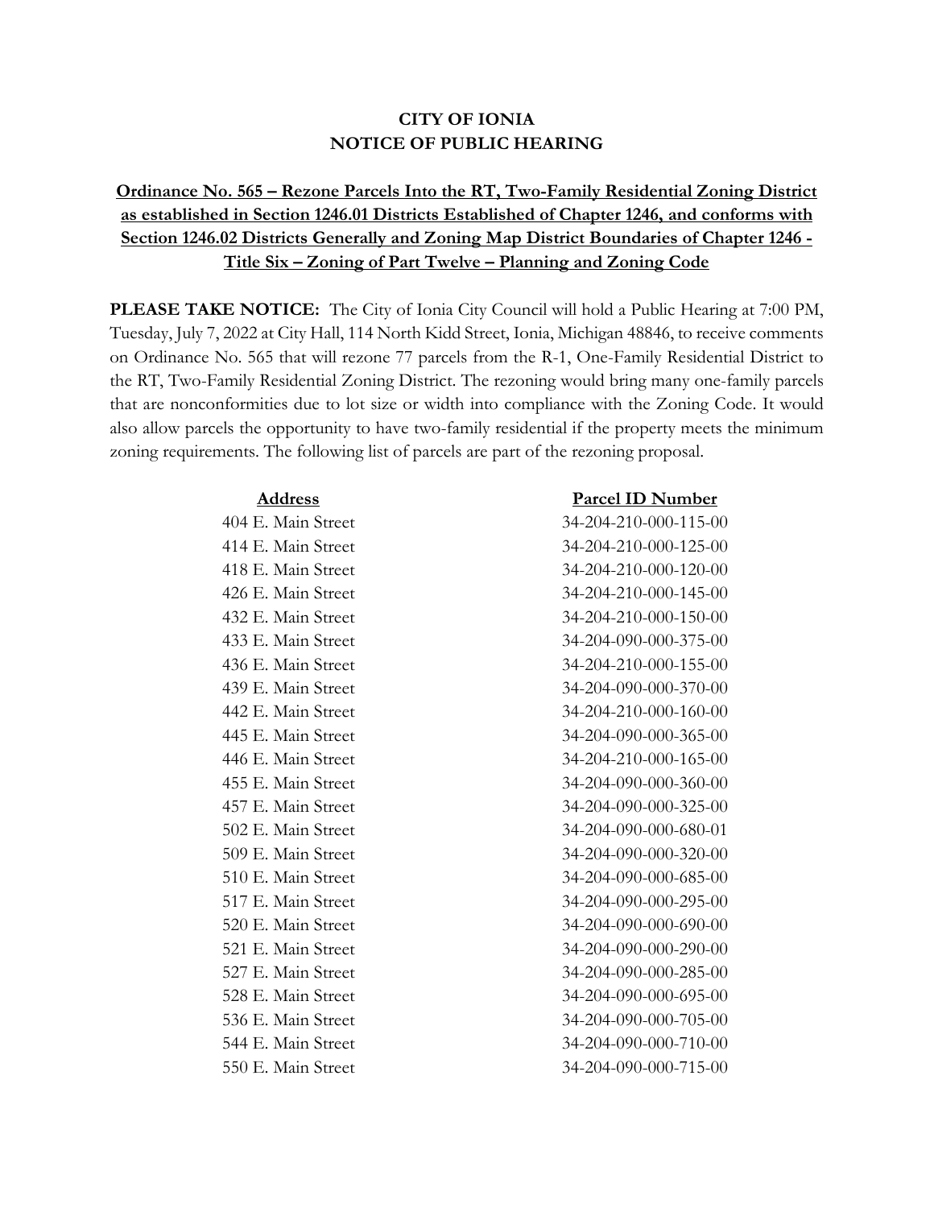# CITY OF IONIA
# NOTICE OF PUBLIC HEARING

**Ordinance No. 565 – Rezone Parcels Into the RT, Two-Family Residential Zoning District as established in Section 1246.01 Districts Established of Chapter 1246, and conforms with Section 1246.02 Districts Generally and Zoning Map District Boundaries of Chapter 1246 - Title Six – Zoning of Part Twelve – Planning and Zoning Code**

**PLEASE TAKE NOTICE:** The City of Ionia City Council will hold a Public Hearing at 7:00 PM, Tuesday, July 7, 2022 at City Hall, 114 North Kidd Street, Ionia, Michigan 48846, to receive comments on Ordinance No. 565 that will rezone 77 parcels from the R-1, One-Family Residential District to the RT, Two-Family Residential Zoning District. The rezoning would bring many one-family parcels that are nonconformities due to lot size or width into compliance with the Zoning Code. It would also allow parcels the opportunity to have two-family residential if the property meets the minimum zoning requirements. The following list of parcels are part of the rezoning proposal.

| Address | Parcel ID Number |
|---|---|
| 404 E. Main Street | 34-204-210-000-115-00 |
| 414 E. Main Street | 34-204-210-000-125-00 |
| 418 E. Main Street | 34-204-210-000-120-00 |
| 426 E. Main Street | 34-204-210-000-145-00 |
| 432 E. Main Street | 34-204-210-000-150-00 |
| 433 E. Main Street | 34-204-090-000-375-00 |
| 436 E. Main Street | 34-204-210-000-155-00 |
| 439 E. Main Street | 34-204-090-000-370-00 |
| 442 E. Main Street | 34-204-210-000-160-00 |
| 445 E. Main Street | 34-204-090-000-365-00 |
| 446 E. Main Street | 34-204-210-000-165-00 |
| 455 E. Main Street | 34-204-090-000-360-00 |
| 457 E. Main Street | 34-204-090-000-325-00 |
| 502 E. Main Street | 34-204-090-000-680-01 |
| 509 E. Main Street | 34-204-090-000-320-00 |
| 510 E. Main Street | 34-204-090-000-685-00 |
| 517 E. Main Street | 34-204-090-000-295-00 |
| 520 E. Main Street | 34-204-090-000-690-00 |
| 521 E. Main Street | 34-204-090-000-290-00 |
| 527 E. Main Street | 34-204-090-000-285-00 |
| 528 E. Main Street | 34-204-090-000-695-00 |
| 536 E. Main Street | 34-204-090-000-705-00 |
| 544 E. Main Street | 34-204-090-000-710-00 |
| 550 E. Main Street | 34-204-090-000-715-00 |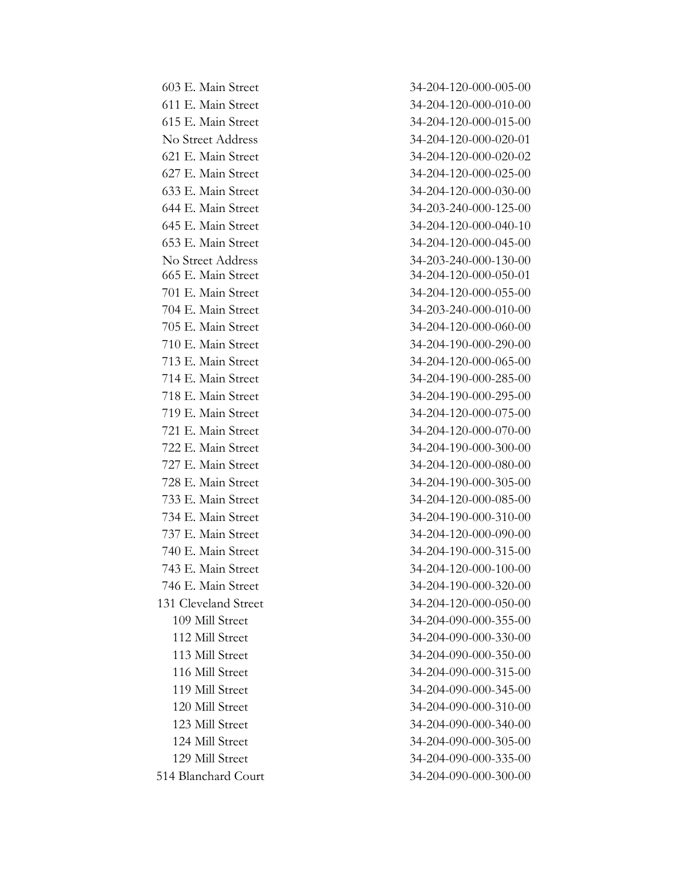| | |
|---|---|
| 603 E. Main Street | 34-204-120-000-005-00 |
| 611 E. Main Street | 34-204-120-000-010-00 |
| 615 E. Main Street | 34-204-120-000-015-00 |
| No Street Address | 34-204-120-000-020-01 |
| 621 E. Main Street | 34-204-120-000-020-02 |
| 627 E. Main Street | 34-204-120-000-025-00 |
| 633 E. Main Street | 34-204-120-000-030-00 |
| 644 E. Main Street | 34-203-240-000-125-00 |
| 645 E. Main Street | 34-204-120-000-040-10 |
| 653 E. Main Street | 34-204-120-000-045-00 |
| No Street Address | 34-203-240-000-130-00 |
| 665 E. Main Street | 34-204-120-000-050-01 |
| 701 E. Main Street | 34-204-120-000-055-00 |
| 704 E. Main Street | 34-203-240-000-010-00 |
| 705 E. Main Street | 34-204-120-000-060-00 |
| 710 E. Main Street | 34-204-190-000-290-00 |
| 713 E. Main Street | 34-204-120-000-065-00 |
| 714 E. Main Street | 34-204-190-000-285-00 |
| 718 E. Main Street | 34-204-190-000-295-00 |
| 719 E. Main Street | 34-204-120-000-075-00 |
| 721 E. Main Street | 34-204-120-000-070-00 |
| 722 E. Main Street | 34-204-190-000-300-00 |
| 727 E. Main Street | 34-204-120-000-080-00 |
| 728 E. Main Street | 34-204-190-000-305-00 |
| 733 E. Main Street | 34-204-120-000-085-00 |
| 734 E. Main Street | 34-204-190-000-310-00 |
| 737 E. Main Street | 34-204-120-000-090-00 |
| 740 E. Main Street | 34-204-190-000-315-00 |
| 743 E. Main Street | 34-204-120-000-100-00 |
| 746 E. Main Street | 34-204-190-000-320-00 |
| 131 Cleveland Street | 34-204-120-000-050-00 |
| 109 Mill Street | 34-204-090-000-355-00 |
| 112 Mill Street | 34-204-090-000-330-00 |
| 113 Mill Street | 34-204-090-000-350-00 |
| 116 Mill Street | 34-204-090-000-315-00 |
| 119 Mill Street | 34-204-090-000-345-00 |
| 120 Mill Street | 34-204-090-000-310-00 |
| 123 Mill Street | 34-204-090-000-340-00 |
| 124 Mill Street | 34-204-090-000-305-00 |
| 129 Mill Street | 34-204-090-000-335-00 |
| 514 Blanchard Court | 34-204-090-000-300-00 |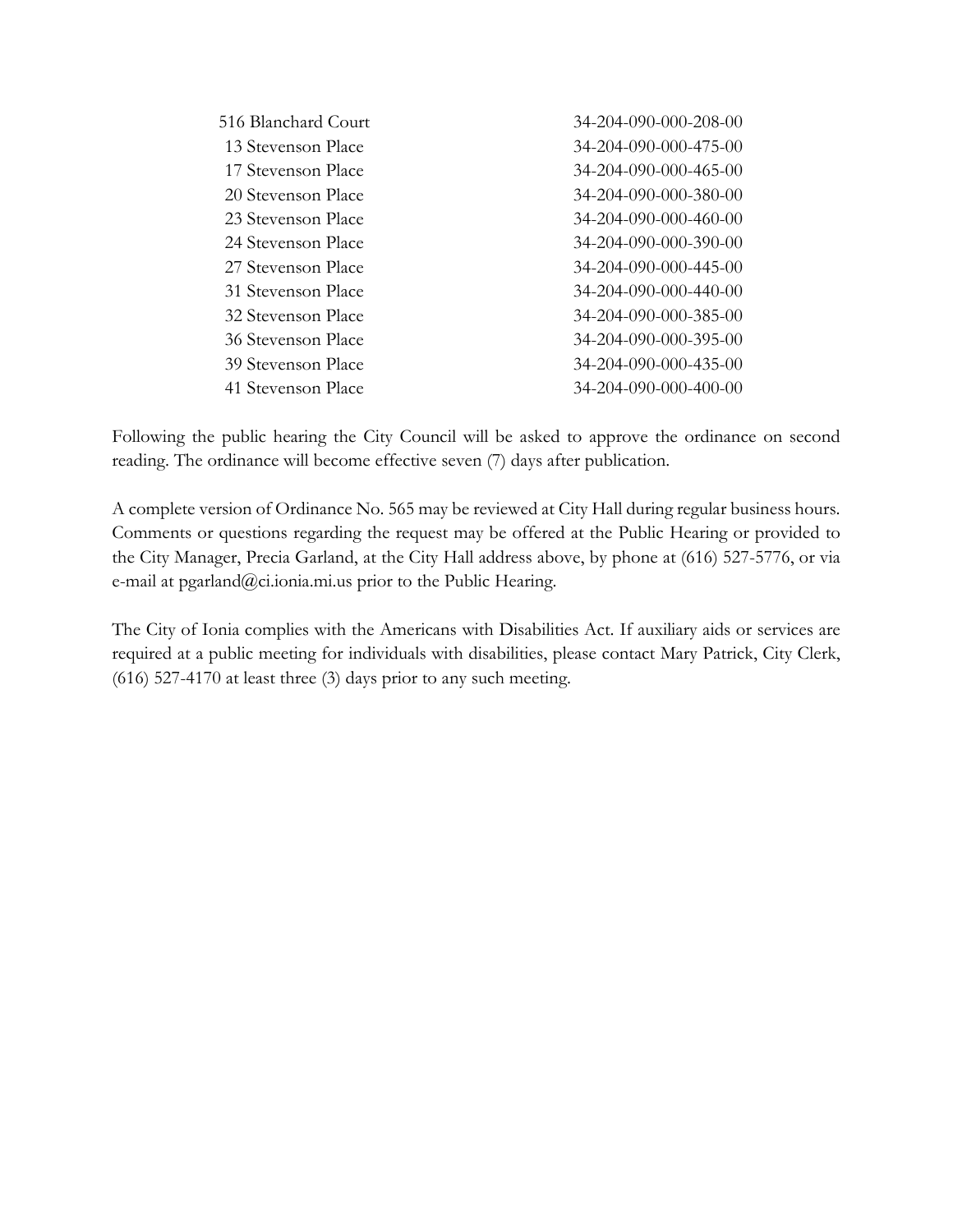| | |
|---|---|
| 516 Blanchard Court | 34-204-090-000-208-00 |
| 13 Stevenson Place | 34-204-090-000-475-00 |
| 17 Stevenson Place | 34-204-090-000-465-00 |
| 20 Stevenson Place | 34-204-090-000-380-00 |
| 23 Stevenson Place | 34-204-090-000-460-00 |
| 24 Stevenson Place | 34-204-090-000-390-00 |
| 27 Stevenson Place | 34-204-090-000-445-00 |
| 31 Stevenson Place | 34-204-090-000-440-00 |
| 32 Stevenson Place | 34-204-090-000-385-00 |
| 36 Stevenson Place | 34-204-090-000-395-00 |
| 39 Stevenson Place | 34-204-090-000-435-00 |
| 41 Stevenson Place | 34-204-090-000-400-00 |

Following the public hearing the City Council will be asked to approve the ordinance on second reading. The ordinance will become effective seven (7) days after publication.

A complete version of Ordinance No. 565 may be reviewed at City Hall during regular business hours. Comments or questions regarding the request may be offered at the Public Hearing or provided to the City Manager, Precia Garland, at the City Hall address above, by phone at (616) 527-5776, or via e-mail at pgarland@ci.ionia.mi.us prior to the Public Hearing.

The City of Ionia complies with the Americans with Disabilities Act. If auxiliary aids or services are required at a public meeting for individuals with disabilities, please contact Mary Patrick, City Clerk, (616) 527-4170 at least three (3) days prior to any such meeting.